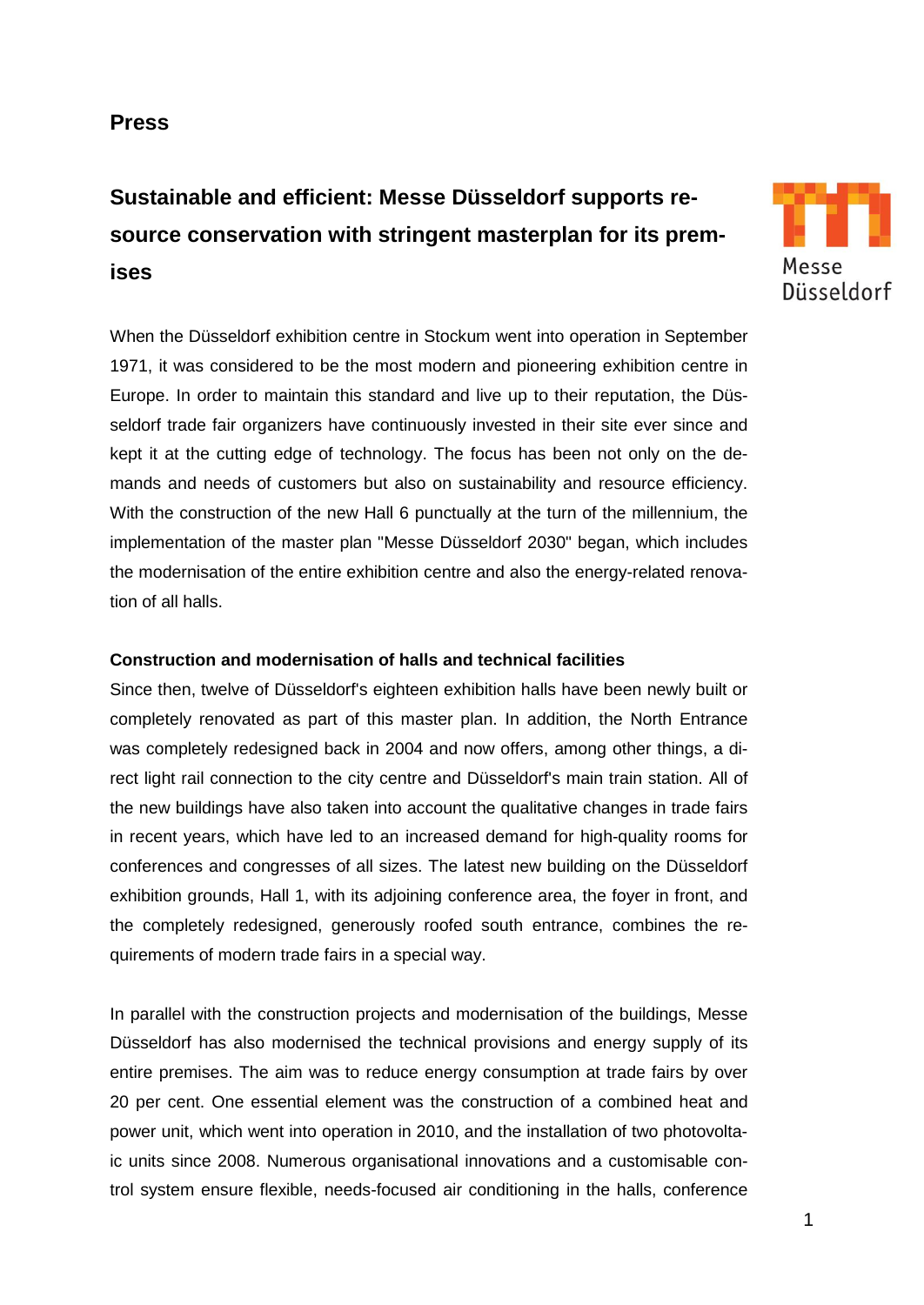**Press**

# Sustainable and efficient: Messe Düsseldorf supports resource conservation with stringent masterplan for its premises

When the Düsseldorf exhibition centre in Stockum went into operation in September 1971, it was considered to be the most modern and pioneering exhibition centre in Europe. In order to maintain this standard and live up to their reputation, the Düsseldorf trade fair organizers have continuously invested in their site ever since and kept it at the cutting edge of technology. The focus has been not only on the demands and needs of customers but also on sustainability and resource efficiency. With the construction of the new Hall 6 punctually at the turn of the millennium, the implementation of the master plan "Messe Düsseldorf 2030" began, which includes the modernisation of the entire exhibition centre and also the energy-related renovation of all halls.

**Construction and modernisation of halls and technical facilities**

Since then, twelve of Düsseldorf's eighteen exhibition halls have been newly built or completely renovated as part of this master plan. In addition, the North Entrance was completely redesigned back in 2004 and now offers, among other things, a direct light rail connection to the city centre and Düsseldorf's main train station. All of the new buildings have also taken into account the qualitative changes in trade fairs in recent years, which have led to an increased demand for high-quality rooms for conferences and congresses of all sizes. The latest new building on the Düsseldorf exhibition grounds, Hall 1, with its adjoining conference area, the foyer in front, and the completely redesigned, generously roofed south entrance, combines the requirements of modern trade fairs in a special way.

In parallel with the construction projects and modernisation of the buildings, Messe Düsseldorf has also modernised the technical provisions and energy supply of its entire premises. The aim was to reduce energy consumption at trade fairs by over 20 per cent. One essential element was the construction of a combined heat and power unit, which went into operation in 2010, and the installation of two photovoltaic units since 2008. Numerous organisational innovations and a customisable control system ensure flexible, needs-focused air conditioning in the halls, conference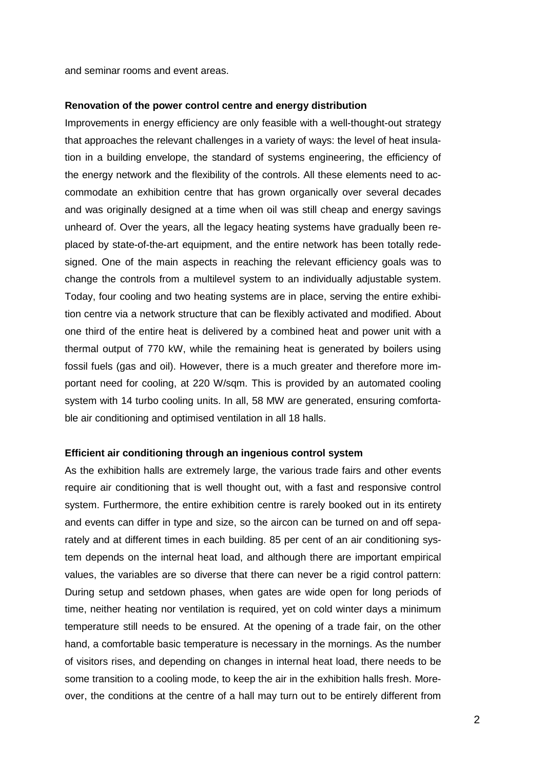and seminar rooms and event areas.

**Renovation of the power control centre and energy distribution**

Improvements in energy efficiency are only feasible with a well-thought-out strategy that approaches the relevant challenges in a variety of ways: the level of heat insulation in a building envelope, the standard of systems engineering, the efficiency of the energy network and the flexibility of the controls. All these elements need to accommodate an exhibition centre that has grown organically over several decades and was originally designed at a time when oil was still cheap and energy savings unheard of. Over the years, all the legacy heating systems have gradually been replaced by state-of-the-art equipment, and the entire network has been totally redesigned. One of the main aspects in reaching the relevant efficiency goals was to change the controls from a multilevel system to an individually adjustable system. Today, four cooling and two heating systems are in place, serving the entire exhibition centre via a network structure that can be flexibly activated and modified. About one third of the entire heat is delivered by a combined heat and power unit with a thermal output of 770 kW, while the remaining heat is generated by boilers using fossil fuels (gas and oil). However, there is a much greater and therefore more important need for cooling, at 220 W/sqm. This is provided by an automated cooling system with 14 turbo cooling units. In all, 58 MW are generated, ensuring comfortable air conditioning and optimised ventilation in all 18 halls.

**Efficient air conditioning through an ingenious control system**

As the exhibition halls are extremely large, the various trade fairs and other events require air conditioning that is well thought out, with a fast and responsive control system. Furthermore, the entire exhibition centre is rarely booked out in its entirety and events can differ in type and size, so the aircon can be turned on and off separately and at different times in each building. 85 per cent of an air conditioning system depends on the internal heat load, and although there are important empirical values, the variables are so diverse that there can never be a rigid control pattern: During setup and setdown phases, when gates are wide open for long periods of time, neither heating nor ventilation is required, yet on cold winter days a minimum temperature still needs to be ensured. At the opening of a trade fair, on the other hand, a comfortable basic temperature is necessary in the mornings. As the number of visitors rises, and depending on changes in internal heat load, there needs to be some transition to a cooling mode, to keep the air in the exhibition halls fresh. Moreover, the conditions at the centre of a hall may turn out to be entirely different from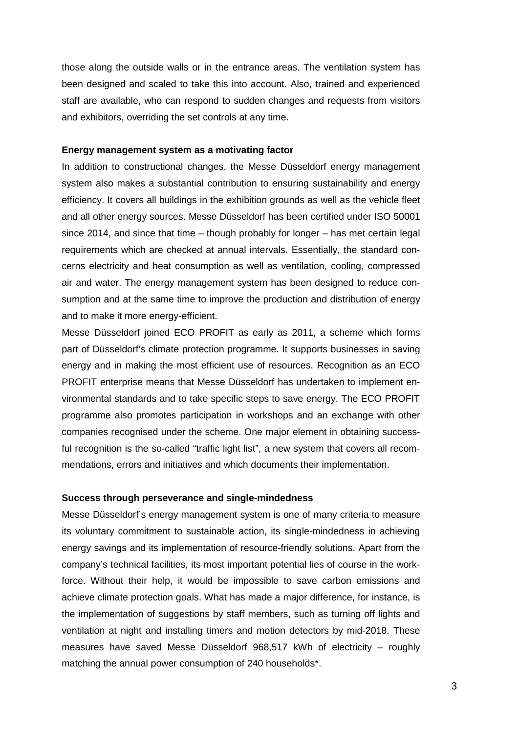those along the outside walls or in the entrance areas. The ventilation system has been designed and scaled to take this into account. Also, trained and experienced staff are available, who can respond to sudden changes and requests from visitors and exhibitors, overriding the set controls at any time.

**Energy management system as a motivating factor**

In addition to constructional changes, the Messe Düsseldorf energy management system also makes a substantial contribution to ensuring sustainability and energy efficiency. It covers all buildings in the exhibition grounds as well as the vehicle fleet and all other energy sources. Messe Düsseldorf has been certified under ISO 50001 since 2014, and since that time – though probably for longer – has met certain legal requirements which are checked at annual intervals. Essentially, the standard concerns electricity and heat consumption as well as ventilation, cooling, compressed air and water. The energy management system has been designed to reduce consumption and at the same time to improve the production and distribution of energy and to make it more energy-efficient.

Messe Düsseldorf joined ECO PROFIT as early as 2011, a scheme which forms part of Düsseldorf's climate protection programme. It supports businesses in saving energy and in making the most efficient use of resources. Recognition as an ECO PROFIT enterprise means that Messe Düsseldorf has undertaken to implement environmental standards and to take specific steps to save energy. The ECO PROFIT programme also promotes participation in workshops and an exchange with other companies recognised under the scheme. One major element in obtaining successful recognition is the so-called "traffic light list", a new system that covers all recommendations, errors and initiatives and which documents their implementation.

**Success through perseverance and single-mindedness**

Messe Düsseldorf's energy management system is one of many criteria to measure its voluntary commitment to sustainable action, its single-mindedness in achieving energy savings and its implementation of resource-friendly solutions. Apart from the company's technical facilities, its most important potential lies of course in the workforce. Without their help, it would be impossible to save carbon emissions and achieve climate protection goals. What has made a major difference, for instance, is the implementation of suggestions by staff members, such as turning off lights and ventilation at night and installing timers and motion detectors by mid-2018. These measures have saved Messe Düsseldorf 968,517 kWh of electricity – roughly matching the annual power consumption of 240 households*.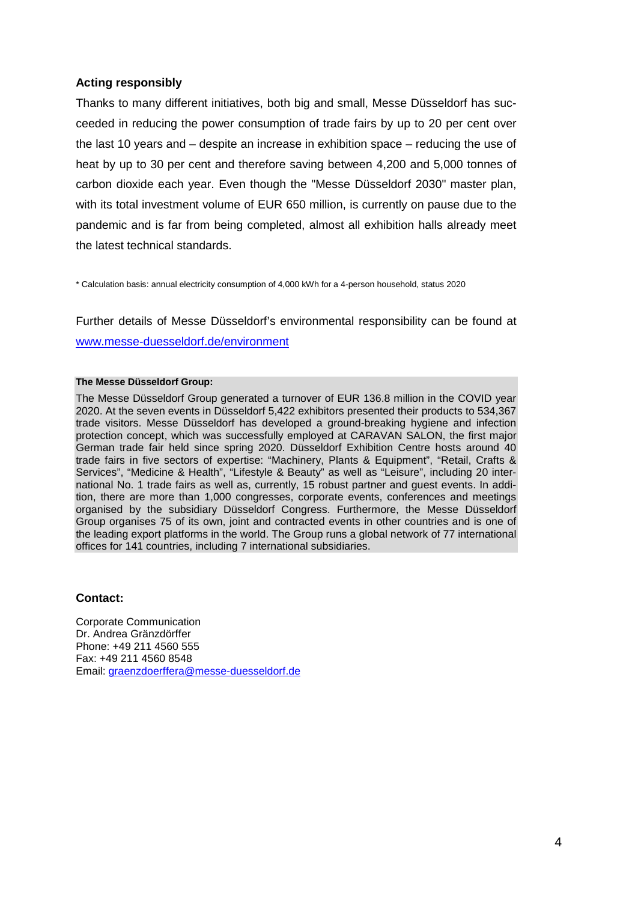### Acting responsibly

Thanks to many different initiatives, both big and small, Messe Düsseldorf has succeeded in reducing the power consumption of trade fairs by up to 20 per cent over the last 10 years and – despite an increase in exhibition space – reducing the use of heat by up to 30 per cent and therefore saving between 4,200 and 5,000 tonnes of carbon dioxide each year. Even though the "Messe Düsseldorf 2030" master plan, with its total investment volume of EUR 650 million, is currently on pause due to the pandemic and is far from being completed, almost all exhibition halls already meet the latest technical standards.

\* Calculation basis: annual electricity consumption of 4,000 kWh for a 4-person household, status 2020

Further details of Messe Düsseldorf's environmental responsibility can be found at [www.messe-duesseldorf.de/environment](http://www.messe-duesseldorf.de/environment)

**The Messe Düsseldorf Group:**

The Messe Düsseldorf Group generated a turnover of EUR 136.8 million in the COVID year 2020. At the seven events in Düsseldorf 5,422 exhibitors presented their products to 534,367 trade visitors. Messe Düsseldorf has developed a ground-breaking hygiene and infection protection concept, which was successfully employed at CARAVAN SALON, the first major German trade fair held since spring 2020. Düsseldorf Exhibition Centre hosts around 40 trade fairs in five sectors of expertise: "Machinery, Plants & Equipment", "Retail, Crafts & Services", "Medicine & Health", "Lifestyle & Beauty" as well as "Leisure", including 20 international No. 1 trade fairs as well as, currently, 15 robust partner and guest events. In addition, there are more than 1,000 congresses, corporate events, conferences and meetings organised by the subsidiary Düsseldorf Congress. Furthermore, the Messe Düsseldorf Group organises 75 of its own, joint and contracted events in other countries and is one of the leading export platforms in the world. The Group runs a global network of 77 international offices for 141 countries, including 7 international subsidiaries.

**Contact:**

Corporate Communication
Dr. Andrea Gränzdörffer
Phone: +49 211 4560 555
Fax: +49 211 4560 8548
Email: [graenzdoerffera@messe-duesseldorf.de](mailto:graenzdoerffera@messe-duesseldorf.de)